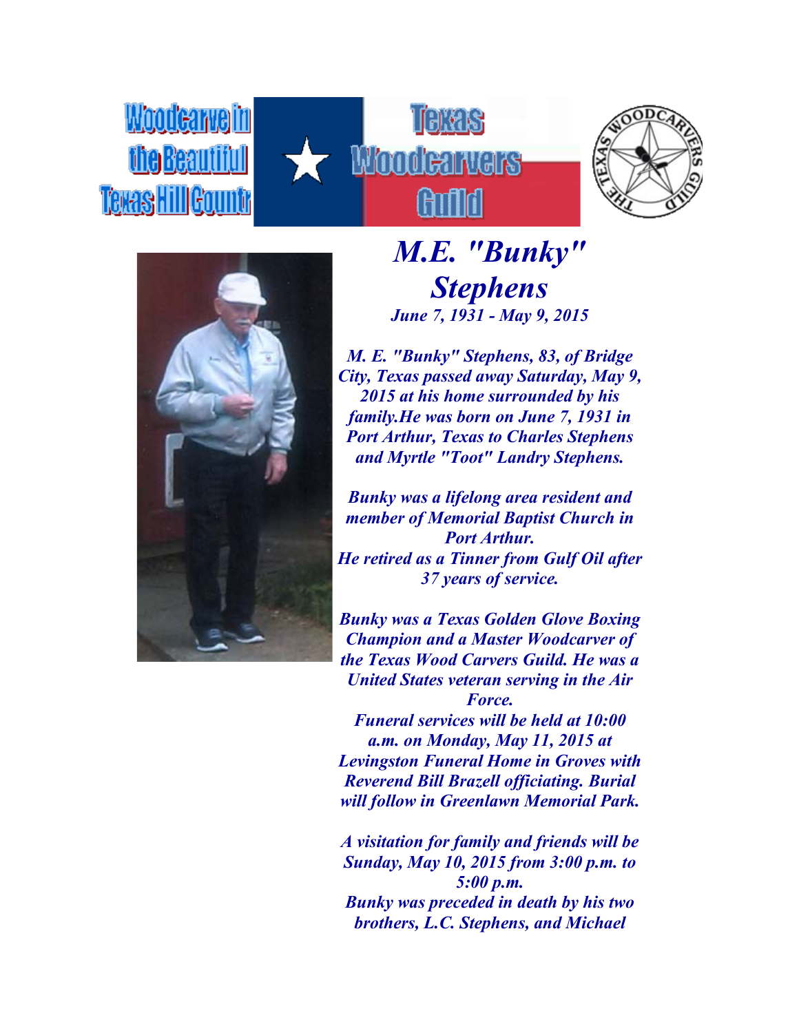Woodcarve in the Beautiful Texas Hill Countr

Texas Woodcarvers Guild

# *M.E. "Bunky" Stephens*

***June 7, 1931 - May 9, 2015***

***M. E. "Bunky" Stephens, 83, of Bridge City, Texas passed away Saturday, May 9, 2015 at his home surrounded by his family.He was born on June 7, 1931 in Port Arthur, Texas to Charles Stephens and Myrtle "Toot" Landry Stephens.***

***Bunky was a lifelong area resident and member of Memorial Baptist Church in Port Arthur.***
***He retired as a Tinner from Gulf Oil after 37 years of service.***

***Bunky was a Texas Golden Glove Boxing Champion and a Master Woodcarver of the Texas Wood Carvers Guild. He was a United States veteran serving in the Air Force.***
***Funeral services will be held at 10:00 a.m. on Monday, May 11, 2015 at Levingston Funeral Home in Groves with Reverend Bill Brazell officiating. Burial will follow in Greenlawn Memorial Park.***

***A visitation for family and friends will be Sunday, May 10, 2015 from 3:00 p.m. to 5:00 p.m.***
***Bunky was preceded in death by his two brothers, L.C. Stephens, and Michael***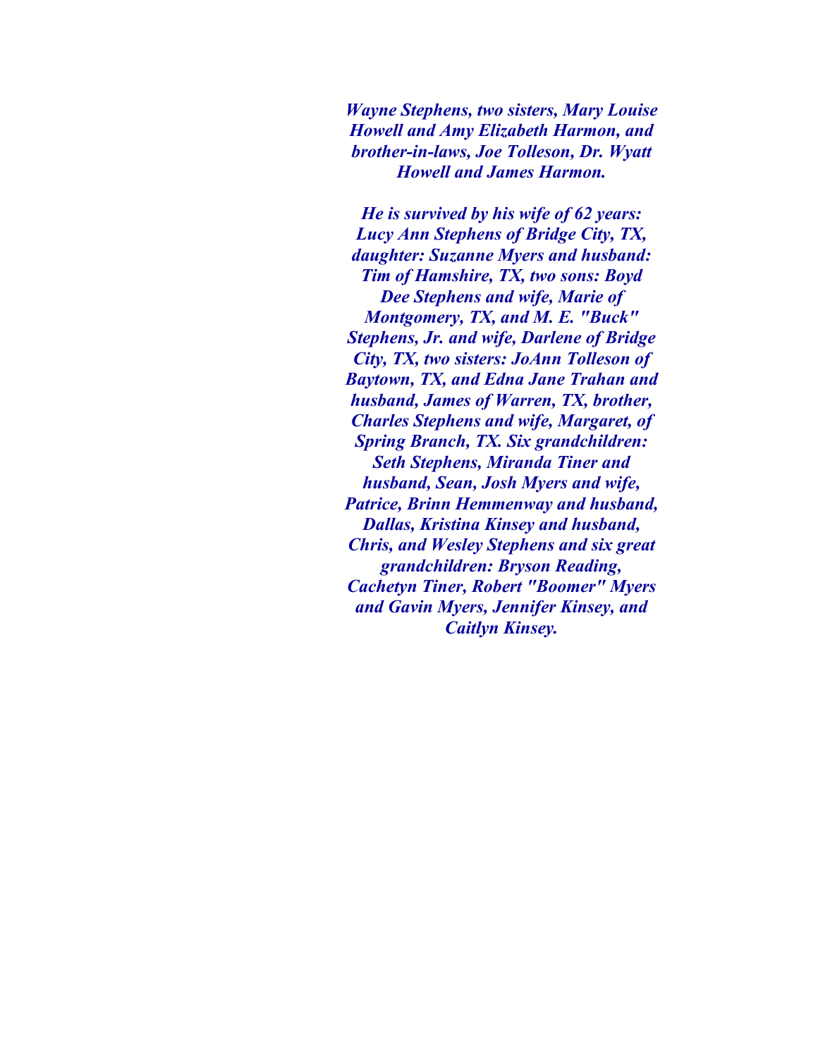*Wayne Stephens, two sisters, Mary Louise Howell and Amy Elizabeth Harmon, and brother-in-laws, Joe Tolleson, Dr. Wyatt Howell and James Harmon.*

*He is survived by his wife of 62 years: Lucy Ann Stephens of Bridge City, TX, daughter: Suzanne Myers and husband: Tim of Hamshire, TX, two sons: Boyd Dee Stephens and wife, Marie of Montgomery, TX, and M. E. "Buck" Stephens, Jr. and wife, Darlene of Bridge City, TX, two sisters: JoAnn Tolleson of Baytown, TX, and Edna Jane Trahan and husband, James of Warren, TX, brother, Charles Stephens and wife, Margaret, of Spring Branch, TX. Six grandchildren: Seth Stephens, Miranda Tiner and husband, Sean, Josh Myers and wife, Patrice, Brinn Hemmenway and husband, Dallas, Kristina Kinsey and husband, Chris, and Wesley Stephens and six great grandchildren: Bryson Reading, Cachetyn Tiner, Robert "Boomer" Myers and Gavin Myers, Jennifer Kinsey, and Caitlyn Kinsey.*